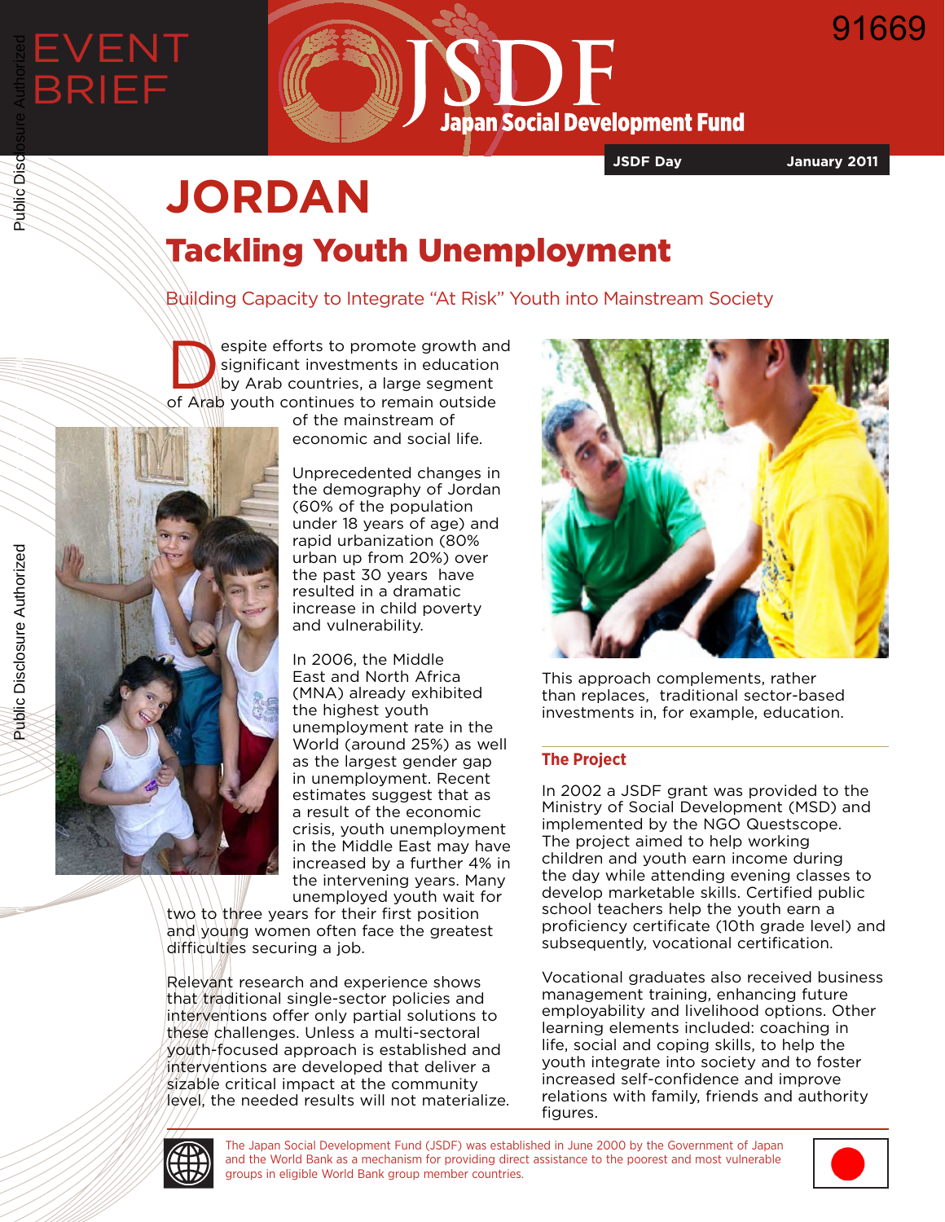EVENT BRIEF

JSDF Japan Social Development Fund

JSDF Day January 2011

# JORDAN

## Tackling Youth Unemployment

### Building Capacity to Integrate "At Risk" Youth into Mainstream Society

Despite efforts to promote growth and significant investments in education by Arab countries, a large segment of Arab youth continues to remain outside of the mainstream of economic and social life.

Unprecedented changes in the demography of Jordan (60% of the population under 18 years of age) and rapid urbanization (80% urban up from 20%) over the past 30 years have resulted in a dramatic increase in child poverty and vulnerability.

In 2006, the Middle East and North Africa (MNA) already exhibited the highest youth unemployment rate in the World (around 25%) as well as the largest gender gap in unemployment. Recent estimates suggest that as a result of the economic crisis, youth unemployment in the Middle East may have increased by a further 4% in the intervening years. Many unemployed youth wait for two to three years for their first position and young women often face the greatest difficulties securing a job.

Relevant research and experience shows that traditional single-sector policies and interventions offer only partial solutions to these challenges. Unless a multi-sectoral youth-focused approach is established and interventions are developed that deliver a sizable critical impact at the community level, the needed results will not materialize.

This approach complements, rather than replaces, traditional sector-based investments in, for example, education.

### The Project

In 2002 a JSDF grant was provided to the Ministry of Social Development (MSD) and implemented by the NGO Questscope. The project aimed to help working children and youth earn income during the day while attending evening classes to develop marketable skills. Certified public school teachers help the youth earn a proficiency certificate (10th grade level) and subsequently, vocational certification.

Vocational graduates also received business management training, enhancing future employability and livelihood options. Other learning elements included: coaching in life, social and coping skills, to help the youth integrate into society and to foster increased self-confidence and improve relations with family, friends and authority figures.

The Japan Social Development Fund (JSDF) was established in June 2000 by the Government of Japan and the World Bank as a mechanism for providing direct assistance to the poorest and most vulnerable groups in eligible World Bank group member countries.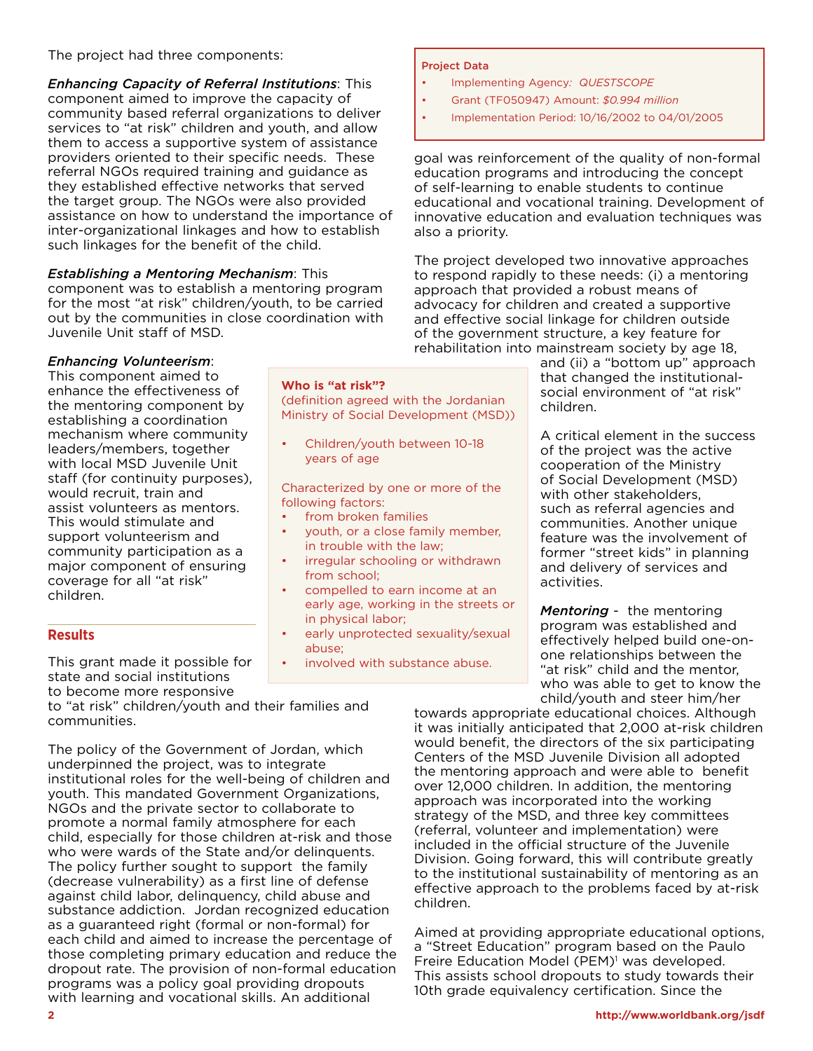The project had three components:

***Enhancing Capacity of Referral Institutions***: This component aimed to improve the capacity of community based referral organizations to deliver services to "at risk" children and youth, and allow them to access a supportive system of assistance providers oriented to their specific needs. These referral NGOs required training and guidance as they established effective networks that served the target group. The NGOs were also provided assistance on how to understand the importance of inter-organizational linkages and how to establish such linkages for the benefit of the child.

***Establishing a Mentoring Mechanism***: This component was to establish a mentoring program for the most "at risk" children/youth, to be carried out by the communities in close coordination with Juvenile Unit staff of MSD.

***Enhancing Volunteerism***: This component aimed to enhance the effectiveness of the mentoring component by establishing a coordination mechanism where community leaders/members, together with local MSD Juvenile Unit staff (for continuity purposes), would recruit, train and assist volunteers as mentors. This would stimulate and support volunteerism and community participation as a major component of ensuring coverage for all "at risk" children.

**Who is "at risk"?**
(definition agreed with the Jordanian Ministry of Social Development (MSD))

- Children/youth between 10-18 years of age

Characterized by one or more of the following factors:

- from broken families
- youth, or a close family member, in trouble with the law;
- irregular schooling or withdrawn from school;
- compelled to earn income at an early age, working in the streets or in physical labor;
- early unprotected sexuality/sexual abuse;
- involved with substance abuse.

## Results

This grant made it possible for state and social institutions to become more responsive to "at risk" children/youth and their families and communities.

The policy of the Government of Jordan, which underpinned the project, was to integrate institutional roles for the well-being of children and youth. This mandated Government Organizations, NGOs and the private sector to collaborate to promote a normal family atmosphere for each child, especially for those children at-risk and those who were wards of the State and/or delinquents. The policy further sought to support the family (decrease vulnerability) as a first line of defense against child labor, delinquency, child abuse and substance addiction. Jordan recognized education as a guaranteed right (formal or non-formal) for each child and aimed to increase the percentage of those completing primary education and reduce the dropout rate. The provision of non-formal education programs was a policy goal providing dropouts with learning and vocational skills. An additional goal was reinforcement of the quality of non-formal education programs and introducing the concept of self-learning to enable students to continue educational and vocational training. Development of innovative education and evaluation techniques was also a priority.

**Project Data**

- Implementing Agency: *QUESTSCOPE*
- Grant (TF050947) Amount: *$0.994 million*
- Implementation Period: 10/16/2002 to 04/01/2005

The project developed two innovative approaches to respond rapidly to these needs: (i) a mentoring approach that provided a robust means of advocacy for children and created a supportive and effective social linkage for children outside of the government structure, a key feature for rehabilitation into mainstream society by age 18, and (ii) a "bottom up" approach that changed the institutional-social environment of "at risk" children.

A critical element in the success of the project was the active cooperation of the Ministry of Social Development (MSD) with other stakeholders, such as referral agencies and communities. Another unique feature was the involvement of former "street kids" in planning and delivery of services and activities.

***Mentoring*** - the mentoring program was established and effectively helped build one-on-one relationships between the "at risk" child and the mentor, who was able to get to know the child/youth and steer him/her towards appropriate educational choices. Although it was initially anticipated that 2,000 at-risk children would benefit, the directors of the six participating Centers of the MSD Juvenile Division all adopted the mentoring approach and were able to benefit over 12,000 children. In addition, the mentoring approach was incorporated into the working strategy of the MSD, and three key committees (referral, volunteer and implementation) were included in the official structure of the Juvenile Division. Going forward, this will contribute greatly to the institutional sustainability of mentoring as an effective approach to the problems faced by at-risk children.

Aimed at providing appropriate educational options, a "Street Education" program based on the Paulo Freire Education Model (PEM)[1] was developed. This assists school dropouts to study towards their 10th grade equivalency certification. Since the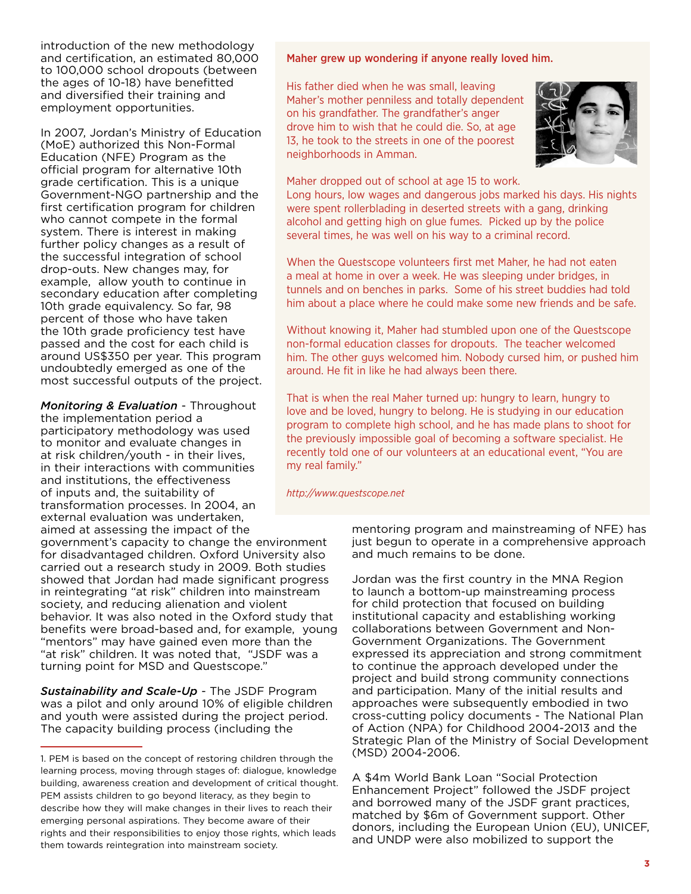introduction of the new methodology and certification, an estimated 80,000 to 100,000 school dropouts (between the ages of 10-18) have benefitted and diversified their training and employment opportunities.

In 2007, Jordan's Ministry of Education (MoE) authorized this Non-Formal Education (NFE) Program as the official program for alternative 10th grade certification. This is a unique Government-NGO partnership and the first certification program for children who cannot compete in the formal system. There is interest in making further policy changes as a result of the successful integration of school drop-outs. New changes may, for example, allow youth to continue in secondary education after completing 10th grade equivalency. So far, 98 percent of those who have taken the 10th grade proficiency test have passed and the cost for each child is around US$350 per year. This program undoubtedly emerged as one of the most successful outputs of the project.

***Monitoring & Evaluation*** - Throughout the implementation period a participatory methodology was used to monitor and evaluate changes in at risk children/youth - in their lives, in their interactions with communities and institutions, the effectiveness of inputs and, the suitability of transformation processes. In 2004, an external evaluation was undertaken, aimed at assessing the impact of the government's capacity to change the environment for disadvantaged children. Oxford University also carried out a research study in 2009. Both studies showed that Jordan had made significant progress in reintegrating "at risk" children into mainstream society, and reducing alienation and violent behavior. It was also noted in the Oxford study that benefits were broad-based and, for example, young "mentors" may have gained even more than the "at risk" children. It was noted that, "JSDF was a turning point for MSD and Questscope."

***Sustainability and Scale-Up*** - The JSDF Program was a pilot and only around 10% of eligible children and youth were assisted during the project period. The capacity building process (including the mentoring program and mainstreaming of NFE) has just begun to operate in a comprehensive approach and much remains to be done.

Jordan was the first country in the MNA Region to launch a bottom-up mainstreaming process for child protection that focused on building institutional capacity and establishing working collaborations between Government and Non-Government Organizations. The Government expressed its appreciation and strong commitment to continue the approach developed under the project and build strong community connections and participation. Many of the initial results and approaches were subsequently embodied in two cross-cutting policy documents - The National Plan of Action (NPA) for Childhood 2004-2013 and the Strategic Plan of the Ministry of Social Development (MSD) 2004-2006.

A $4m World Bank Loan "Social Protection Enhancement Project" followed the JSDF project and borrowed many of the JSDF grant practices, matched by $6m of Government support. Other donors, including the European Union (EU), UNICEF, and UNDP were also mobilized to support the

**Maher grew up wondering if anyone really loved him.**

His father died when he was small, leaving Maher's mother penniless and totally dependent on his grandfather. The grandfather's anger drove him to wish that he could die. So, at age 13, he took to the streets in one of the poorest neighborhoods in Amman.

Maher dropped out of school at age 15 to work. Long hours, low wages and dangerous jobs marked his days. His nights were spent rollerblading in deserted streets with a gang, drinking alcohol and getting high on glue fumes. Picked up by the police several times, he was well on his way to a criminal record.

When the Questscope volunteers first met Maher, he had not eaten a meal at home in over a week. He was sleeping under bridges, in tunnels and on benches in parks. Some of his street buddies had told him about a place where he could make some new friends and be safe.

Without knowing it, Maher had stumbled upon one of the Questscope non-formal education classes for dropouts. The teacher welcomed him. The other guys welcomed him. Nobody cursed him, or pushed him around. He fit in like he had always been there.

That is when the real Maher turned up: hungry to learn, hungry to love and be loved, hungry to belong. He is studying in our education program to complete high school, and he has made plans to shoot for the previously impossible goal of becoming a software specialist. He recently told one of our volunteers at an educational event, "You are my real family."

*http://www.questscope.net*

---

1. PEM is based on the concept of restoring children through the learning process, moving through stages of: dialogue, knowledge building, awareness creation and development of critical thought. PEM assists children to go beyond literacy, as they begin to describe how they will make changes in their lives to reach their emerging personal aspirations. They become aware of their rights and their responsibilities to enjoy those rights, which leads them towards reintegration into mainstream society.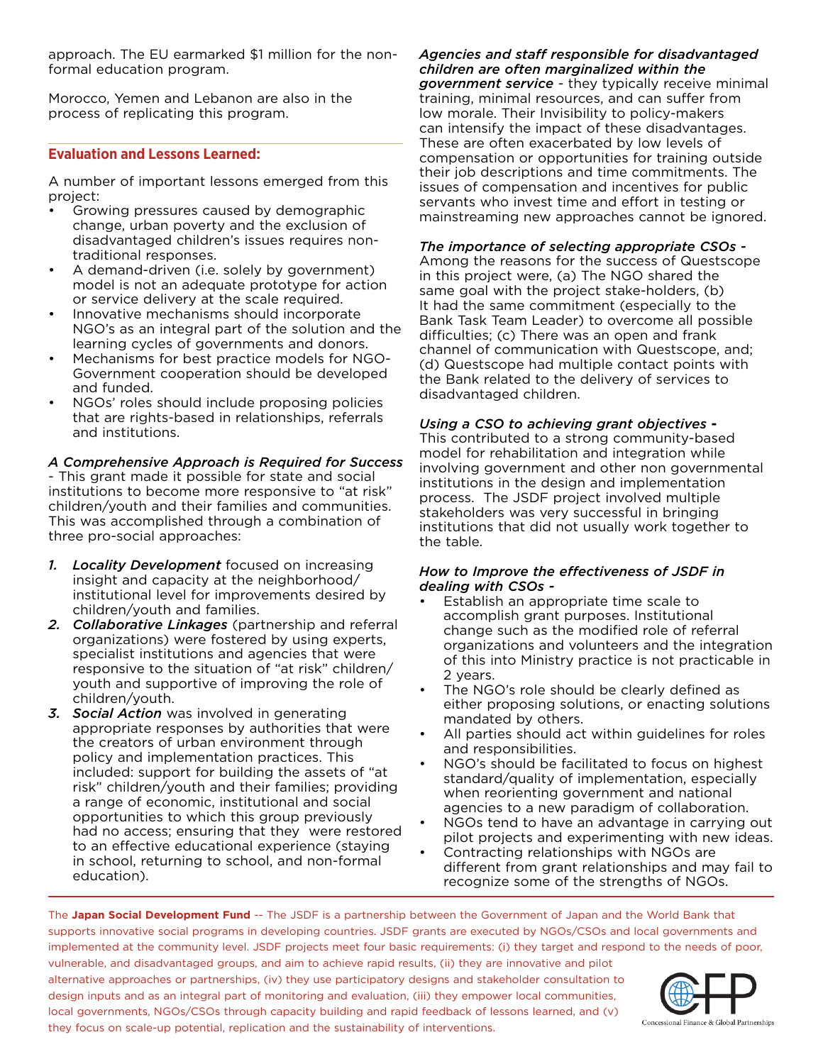approach. The EU earmarked $1 million for the non-formal education program.

Morocco, Yemen and Lebanon are also in the process of replicating this program.

## Evaluation and Lessons Learned:

A number of important lessons emerged from this project:

- Growing pressures caused by demographic change, urban poverty and the exclusion of disadvantaged children's issues requires non-traditional responses.
- A demand-driven (i.e. solely by government) model is not an adequate prototype for action or service delivery at the scale required.
- Innovative mechanisms should incorporate NGO's as an integral part of the solution and the learning cycles of governments and donors.
- Mechanisms for best practice models for NGO-Government cooperation should be developed and funded.
- NGOs' roles should include proposing policies that are rights-based in relationships, referrals and institutions.

***A Comprehensive Approach is Required for Success*** - This grant made it possible for state and social institutions to become more responsive to "at risk" children/youth and their families and communities. This was accomplished through a combination of three pro-social approaches:

1. ***Locality Development*** focused on increasing insight and capacity at the neighborhood/ institutional level for improvements desired by children/youth and families.
2. ***Collaborative Linkages*** (partnership and referral organizations) were fostered by using experts, specialist institutions and agencies that were responsive to the situation of "at risk" children/ youth and supportive of improving the role of children/youth.
3. ***Social Action*** was involved in generating appropriate responses by authorities that were the creators of urban environment through policy and implementation practices. This included: support for building the assets of "at risk" children/youth and their families; providing a range of economic, institutional and social opportunities to which this group previously had no access; ensuring that they were restored to an effective educational experience (staying in school, returning to school, and non-formal education).

***Agencies and staff responsible for disadvantaged children are often marginalized within the government service*** - they typically receive minimal training, minimal resources, and can suffer from low morale. Their Invisibility to policy-makers can intensify the impact of these disadvantages. These are often exacerbated by low levels of compensation or opportunities for training outside their job descriptions and time commitments. The issues of compensation and incentives for public servants who invest time and effort in testing or mainstreaming new approaches cannot be ignored.

***The importance of selecting appropriate CSOs -*** Among the reasons for the success of Questscope in this project were, (a) The NGO shared the same goal with the project stake-holders, (b) It had the same commitment (especially to the Bank Task Team Leader) to overcome all possible difficulties; (c) There was an open and frank channel of communication with Questscope, and; (d) Questscope had multiple contact points with the Bank related to the delivery of services to disadvantaged children.

***Using a CSO to achieving grant objectives -*** This contributed to a strong community-based model for rehabilitation and integration while involving government and other non governmental institutions in the design and implementation process. The JSDF project involved multiple stakeholders was very successful in bringing institutions that did not usually work together to the table.

***How to Improve the effectiveness of JSDF in dealing with CSOs -***

- Establish an appropriate time scale to accomplish grant purposes. Institutional change such as the modified role of referral organizations and volunteers and the integration of this into Ministry practice is not practicable in 2 years.
- The NGO's role should be clearly defined as either proposing solutions, or enacting solutions mandated by others.
- All parties should act within guidelines for roles and responsibilities.
- NGO's should be facilitated to focus on highest standard/quality of implementation, especially when reorienting government and national agencies to a new paradigm of collaboration.
- NGOs tend to have an advantage in carrying out pilot projects and experimenting with new ideas.
- Contracting relationships with NGOs are different from grant relationships and may fail to recognize some of the strengths of NGOs.

The **Japan Social Development Fund** -- The JSDF is a partnership between the Government of Japan and the World Bank that supports innovative social programs in developing countries. JSDF grants are executed by NGOs/CSOs and local governments and implemented at the community level. JSDF projects meet four basic requirements: (i) they target and respond to the needs of poor, vulnerable, and disadvantaged groups, and aim to achieve rapid results, (ii) they are innovative and pilot alternative approaches or partnerships, (iv) they use participatory designs and stakeholder consultation to design inputs and as an integral part of monitoring and evaluation, (iii) they empower local communities, local governments, NGOs/CSOs through capacity building and rapid feedback of lessons learned, and (v) they focus on scale-up potential, replication and the sustainability of interventions.

CFP
Concessional Finance & Global Partnerships